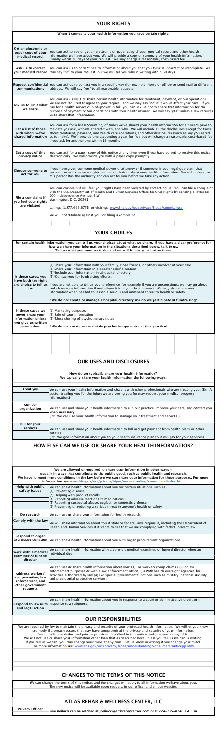## YOUR RIGHTS

**When it comes to your health information you have certain rights.**

| | |
|---|---|
| **Get an electronic or paper copy of your medical record.** | You can ask to see or get an electronic or paper copy of your medical record and other health information we have about you. We will provide a copy or summary of your health information, usually within 30 days of your request. We may charge a reasonable, cost-based fee. |
| **Ask us to correct your medical record** | You can ask us to correct health information about you that you think is incorrect or incomplete. We may say "no" to your request, but we will tell you why in writing within 60 days. |
| **Request confidential communications** | You can ask us to contact you in a specific way (for example, home or office) or send mail to different address. We will say "yes" to all reasonable requests. |
| **Ask us to limit what we share** | You can ask us to NOT to share certain health information for treatment, payment, or our operations. We are not required to agree to your request, and we may say "no" if it would affect your care. If you pay for a health service out-of-pocket in full, you can ask us not to share that information for the purpose of payment or our operations with your health insurer. We will say "yes" unless a law requires us to share that information. |
| **Get a list of those with whom we've shared information** | You can ask for a list (accounting) of times we've shared your health information for six years prior to the date you ask, who we shared it with, and why. We will include all the disclosures except for those about treatment, payment, and health care operations, and other disclosures (such as any you asked us to make). We'll provide one accounting a year for free but will charge a reasonable, cost-based fee if you ask for another one within 12 months. |
| **Get a copy of this privacy notice** | You can ask for a paper copy of this notice at any time, even if you have agreed to receive this notice electronically. We will provide you with a paper copy promptly. |
| **Choose someone to act for you** | If you have given someone medical power of attorney or if someone is your legal guardian, that person can exercise your rights and make choices about your health information. We will make sure this person has the authority and can act for you before we take any action. |
| **File a complaint if you feel your rights are violated** | You can complain if you feel your rights have been violated by contacting us. You can file a complaint with the U.S. Department of Health and Human Services Office for Civil Rights by sending a letter to: 200 Independence Avenue, S.W. Washington, D.C. 20201<br><br>calling: 1.877.696.6776 or visiting: www.hhs.gov/ocr/privacy/hipaa/complaints/<br><br>We will not retaliate against you for filing a complaint. |

## YOUR CHOICES

**For certain health information, you can tell us your choices about what we share. If you have a clear preference for how we share your information in the situations described below, talk to us. Tell us what you want us to do, and we will follow your instructions.**

| | |
|---|---|
| **In these cases, you have both the right and choice to tell us to:** | (1) Share your information with your family, close friends, or others involved in your care<br>(2) Share your information in a disaster relief situation<br>(3)*Include your information in a hospital directory<br>(4)*Contact you for fundraising efforts.<br><br>If you are not able to tell us your preference, for example if you are unconscious, we may go ahead and share your information if we believe it is in your best interest. We may also share your information when needed to lessen a serious and imminent threat to health or safety.<br><br>* **We do not create or manage a hospital directory nor do we participate in fundraising*** |
| **In these cases we never share your information unless you give us written permission:** | (1) Marketing purposes<br>(2) Sale of your information<br>(3)*Most sharing of psychotherapy notes<br><br>* **We do not create nor maintain psychotherapy notes at this practice*** |

## OUR USES AND DISCLOSURES

**How do we typically share your health information? We typically share your health information the following ways:**

| | |
|---|---|
| **Treat you** | We can use your health information and share it with other professionals who are treating you. (Ex: A doctor treating you for the injury we are seeing you for may request your medical progress information.) |
| **Run our organization** | We can use and share your health information to run our practice, improve your care, and contact you when necessary.<br>(Ex: We can use your health information to manage your treatment and services.) |
| **Bill for your services** | We can use and share your health information to bill and get payment from health plans or other entities.<br>(Ex: We give information about you to your health insurance plan so it will pay for your services) |

## HOW ELSE CAN WE USE OR SHARE YOUR HEALTH INFORMATION?

**We are allowed or required to share your information in other ways – usually in ways that contribute to the public good, such as public health and research. We have to meet many conditions in the law before we can share your information for these purposes. For more information see www.hhs.gov/ocr/privacy/hipaa/understanding/consumers/index.html**

| | |
|---|---|
| **Help with public safety issues** | We can share health information about you for certain situations such as:<br>(1) Preventing disease<br>(2) Helping with product recalls<br>(3) Reporting adverse reactions to medications<br>(4) Reporting suspected abuse, neglect, or domestic violence<br>(5) Preventing or reducing a serious threat to anyone's health or safety |
| **Do research** | We can use or share your information for health research. |
| **Comply with the law** | We will share information about you if state or federal laws require it, including the Department of Health and Human Services if it wants to see that we are complying with federal privacy law. |
| **Respond to organ and tissue donation** | We can share health information about you with organ procurement organizations. |
| **Work with a medical examiner or funeral director** | We can share health information with a coroner, medical examiner, or funeral director when an individual dies. |
| **Address workers' compensation, law enforcement, and other government requests** | We can use or share health information about you: (1) For workers comp claims (2) For law enforcement purposes or with a law enforcement official (3) With health oversight agencies for activities authorized by law (4) For special government functions such as military, national security, and presidential protective services. |
| **Respond to lawsuits and legal action** | We can share health information about you in response to a court or administrative order, or in response to a subpoena. |

## OUR RESPONSIBILITIES

We are required by law to maintain the privacy and security of your protected health information. We will let you know promptly if a breach occurs that may have compromised the privacy and security of your information. We must follow duties and privacy practices described in this notice and give you a copy of it. We will not use or share your information other than as described here unless you tell us we can in writing. If you tell us we can, you may change your mind at any time. Let us know in writing if you change your mind. For more information see: www.hhs.gov/ocr/privacy/hipaa/understanding/consumers/noticepp.html

## CHANGES TO THE TERMS OF THIS NOTICE

We can change the terms of this notice, and the changes will apply to all information we have about you. The new notice will be available upon request, in our office, and on our website.

## ATLAS REHAB & WELLNESS CENTER, LLC

| | |
|---|---|
| **Privacy Officer** | Julie Bellucci can be reached at jbellucci@embracepremier.com or at 724-775-8740 ext 304 |